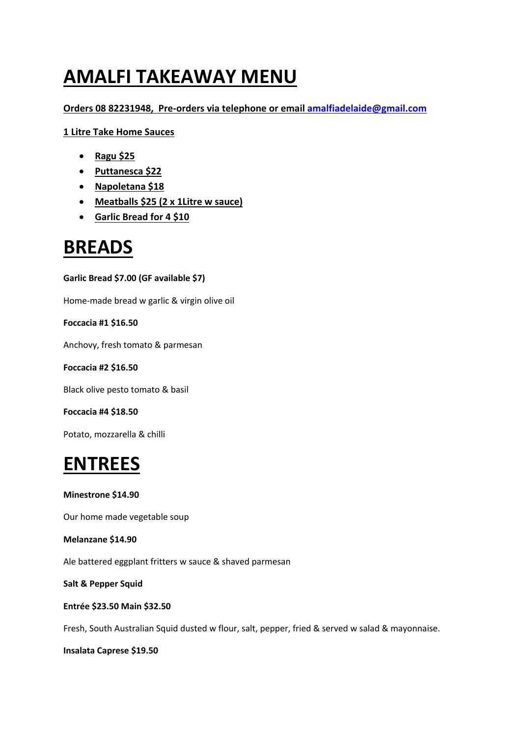# AMALFI TAKEAWAY MENU

**Orders 08 82231948, Pre-orders via telephone or email amalfiadelaide@gmail.com**

**1 Litre Take Home Sauces**

- **Ragu $25**
- **Puttanesca $22**
- **Napoletana $18**
- **Meatballs $25 (2 x 1Litre w sauce)**
- **Garlic Bread for 4 $10**

# BREADS

**Garlic Bread $7.00 (GF available $7)**

Home-made bread w garlic & virgin olive oil

**Foccacia #1 $16.50**

Anchovy, fresh tomato & parmesan

**Foccacia #2 $16.50**

Black olive pesto tomato & basil

**Foccacia #4 $18.50**

Potato, mozzarella & chilli

# ENTREES

**Minestrone $14.90**

Our home made vegetable soup

**Melanzane $14.90**

Ale battered eggplant fritters w sauce & shaved parmesan

**Salt & Pepper Squid**

**Entrée $23.50 Main $32.50**

Fresh, South Australian Squid dusted w flour, salt, pepper, fried & served w salad & mayonnaise.

**Insalata Caprese $19.50**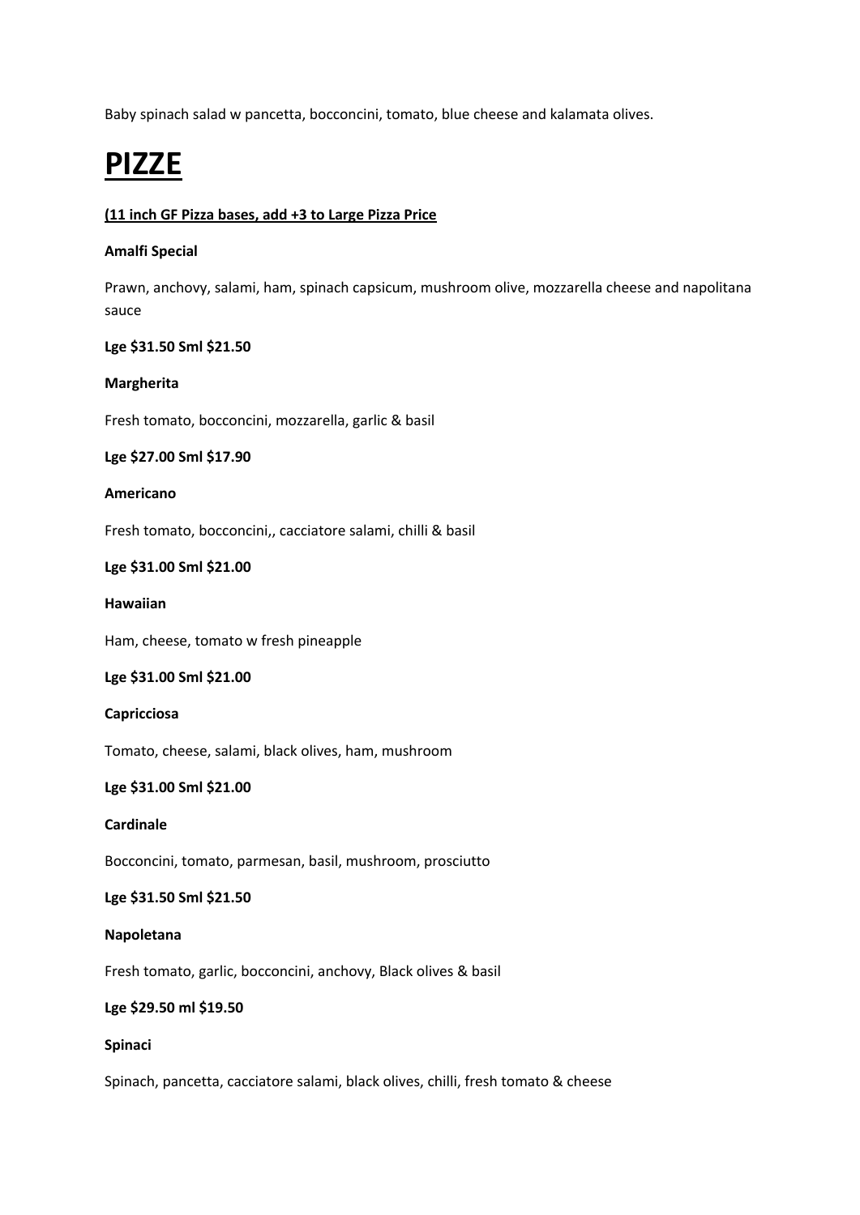Baby spinach salad w pancetta, bocconcini, tomato, blue cheese and kalamata olives.

# PIZZE

**(11 inch GF Pizza bases, add +3 to Large Pizza Price**

**Amalfi Special**

Prawn, anchovy, salami, ham, spinach capsicum, mushroom olive, mozzarella cheese and napolitana sauce

**Lge $31.50 Sml $21.50**

**Margherita**

Fresh tomato, bocconcini, mozzarella, garlic & basil

**Lge $27.00 Sml $17.90**

**Americano**

Fresh tomato, bocconcini,, cacciatore salami, chilli & basil

**Lge $31.00 Sml $21.00**

**Hawaiian**

Ham, cheese, tomato w fresh pineapple

**Lge $31.00 Sml $21.00**

**Capricciosa**

Tomato, cheese, salami, black olives, ham, mushroom

**Lge $31.00 Sml $21.00**

**Cardinale**

Bocconcini, tomato, parmesan, basil, mushroom, prosciutto

**Lge $31.50 Sml $21.50**

**Napoletana**

Fresh tomato, garlic, bocconcini, anchovy, Black olives & basil

**Lge $29.50 ml $19.50**

**Spinaci**

Spinach, pancetta, cacciatore salami, black olives, chilli, fresh tomato & cheese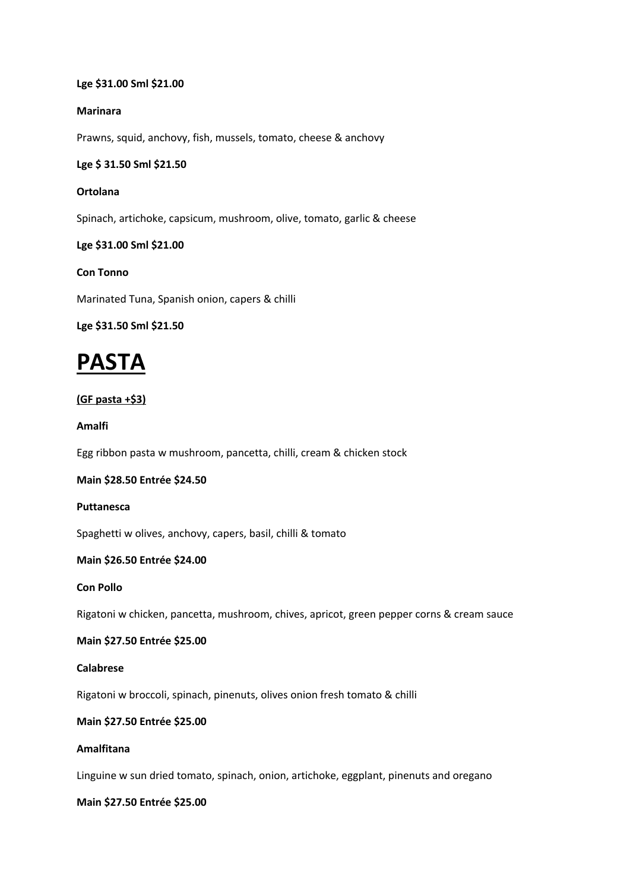**Lge $31.00 Sml $21.00**

**Marinara**

Prawns, squid, anchovy, fish, mussels, tomato, cheese & anchovy

**Lge $ 31.50 Sml $21.50**

**Ortolana**

Spinach, artichoke, capsicum, mushroom, olive, tomato, garlic & cheese

**Lge $31.00 Sml $21.00**

**Con Tonno**

Marinated Tuna, Spanish onion, capers & chilli

**Lge $31.50 Sml $21.50**

# PASTA

**(GF pasta +$3)**

**Amalfi**

Egg ribbon pasta w mushroom, pancetta, chilli, cream & chicken stock

**Main $28.50 Entrée $24.50**

**Puttanesca**

Spaghetti w olives, anchovy, capers, basil, chilli & tomato

**Main $26.50 Entrée $24.00**

**Con Pollo**

Rigatoni w chicken, pancetta, mushroom, chives, apricot, green pepper corns & cream sauce

**Main $27.50 Entrée $25.00**

**Calabrese**

Rigatoni w broccoli, spinach, pinenuts, olives onion fresh tomato & chilli

**Main $27.50 Entrée $25.00**

**Amalfitana**

Linguine w sun dried tomato, spinach, onion, artichoke, eggplant, pinenuts and oregano

**Main $27.50 Entrée $25.00**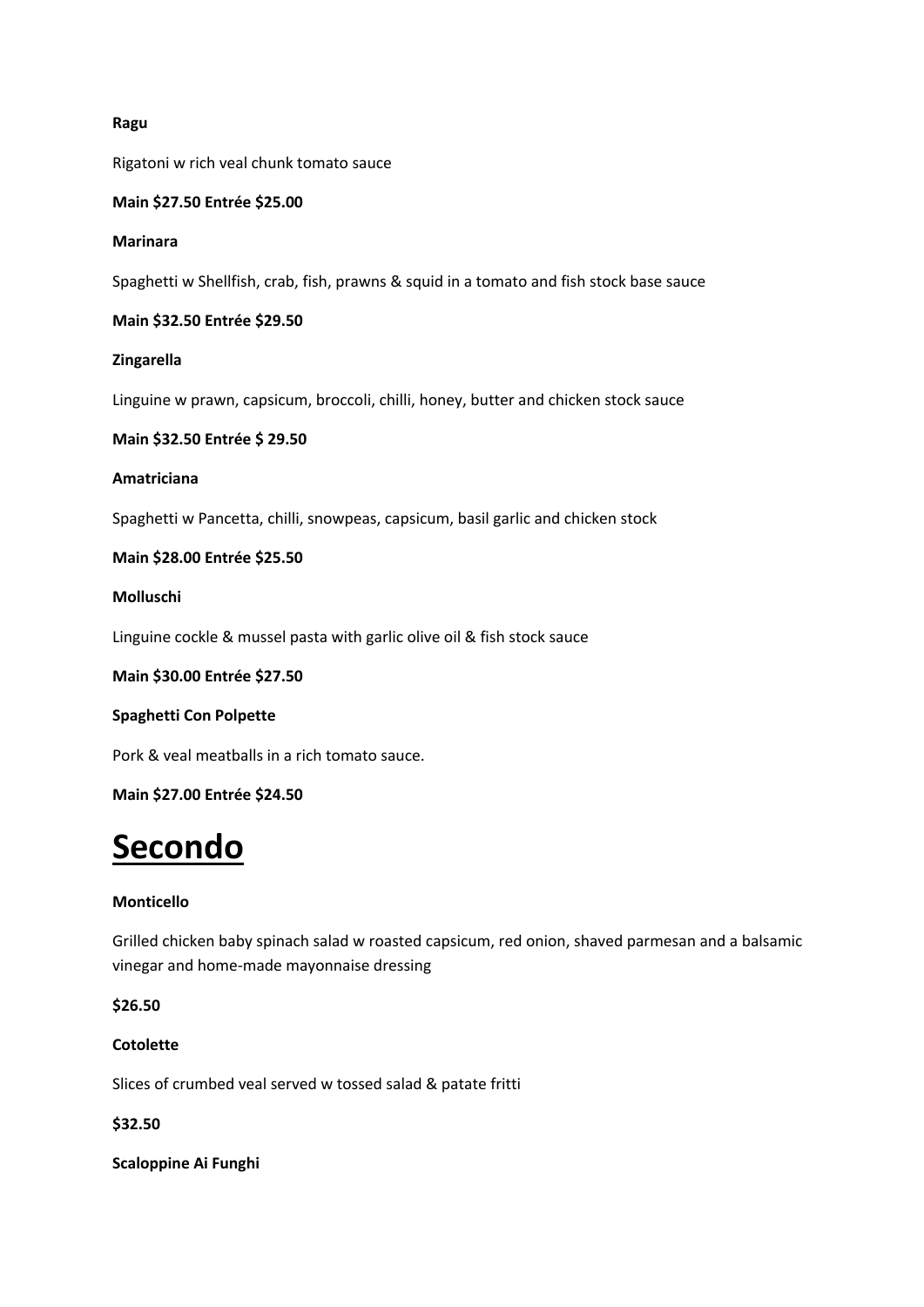**Ragu**

Rigatoni w rich veal chunk tomato sauce

**Main $27.50 Entrée $25.00**

**Marinara**

Spaghetti w Shellfish, crab, fish, prawns & squid in a tomato and fish stock base sauce

**Main $32.50 Entrée $29.50**

**Zingarella**

Linguine w prawn, capsicum, broccoli, chilli, honey, butter and chicken stock sauce

**Main $32.50 Entrée $ 29.50**

**Amatriciana**

Spaghetti w Pancetta, chilli, snowpeas, capsicum, basil garlic and chicken stock

**Main $28.00 Entrée $25.50**

**Molluschi**

Linguine cockle & mussel pasta with garlic olive oil & fish stock sauce

**Main $30.00 Entrée $27.50**

**Spaghetti Con Polpette**

Pork & veal meatballs in a rich tomato sauce.

**Main $27.00 Entrée $24.50**

# Secondo

**Monticello**

Grilled chicken baby spinach salad w roasted capsicum, red onion, shaved parmesan and a balsamic vinegar and home-made mayonnaise dressing

**$26.50**

**Cotolette**

Slices of crumbed veal served w tossed salad & patate fritti

**$32.50**

**Scaloppine Ai Funghi**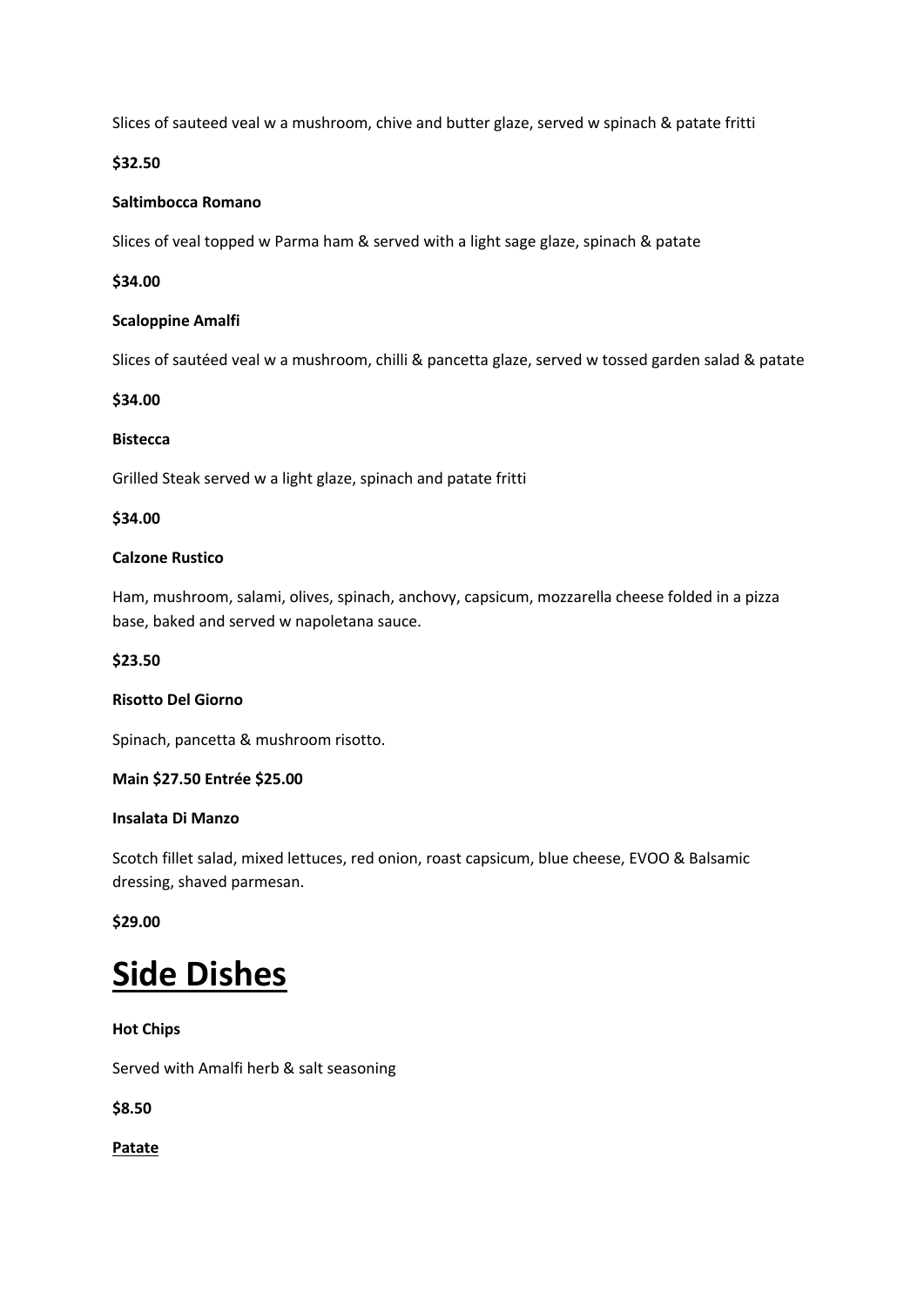Slices of sauteed veal w a mushroom, chive and butter glaze, served w spinach & patate fritti

**$32.50**

**Saltimbocca Romano**

Slices of veal topped w Parma ham & served with a light sage glaze, spinach & patate

**$34.00**

**Scaloppine Amalfi**

Slices of sautéed veal w a mushroom, chilli & pancetta glaze, served w tossed garden salad & patate

**$34.00**

**Bistecca**

Grilled Steak served w a light glaze, spinach and patate fritti

**$34.00**

**Calzone Rustico**

Ham, mushroom, salami, olives, spinach, anchovy, capsicum, mozzarella cheese folded in a pizza base, baked and served w napoletana sauce.

**$23.50**

**Risotto Del Giorno**

Spinach, pancetta & mushroom risotto.

**Main $27.50 Entrée $25.00**

**Insalata Di Manzo**

Scotch fillet salad, mixed lettuces, red onion, roast capsicum, blue cheese, EVOO & Balsamic dressing, shaved parmesan.

**$29.00**

# Side Dishes

**Hot Chips**

Served with Amalfi herb & salt seasoning

**$8.50**

**Patate**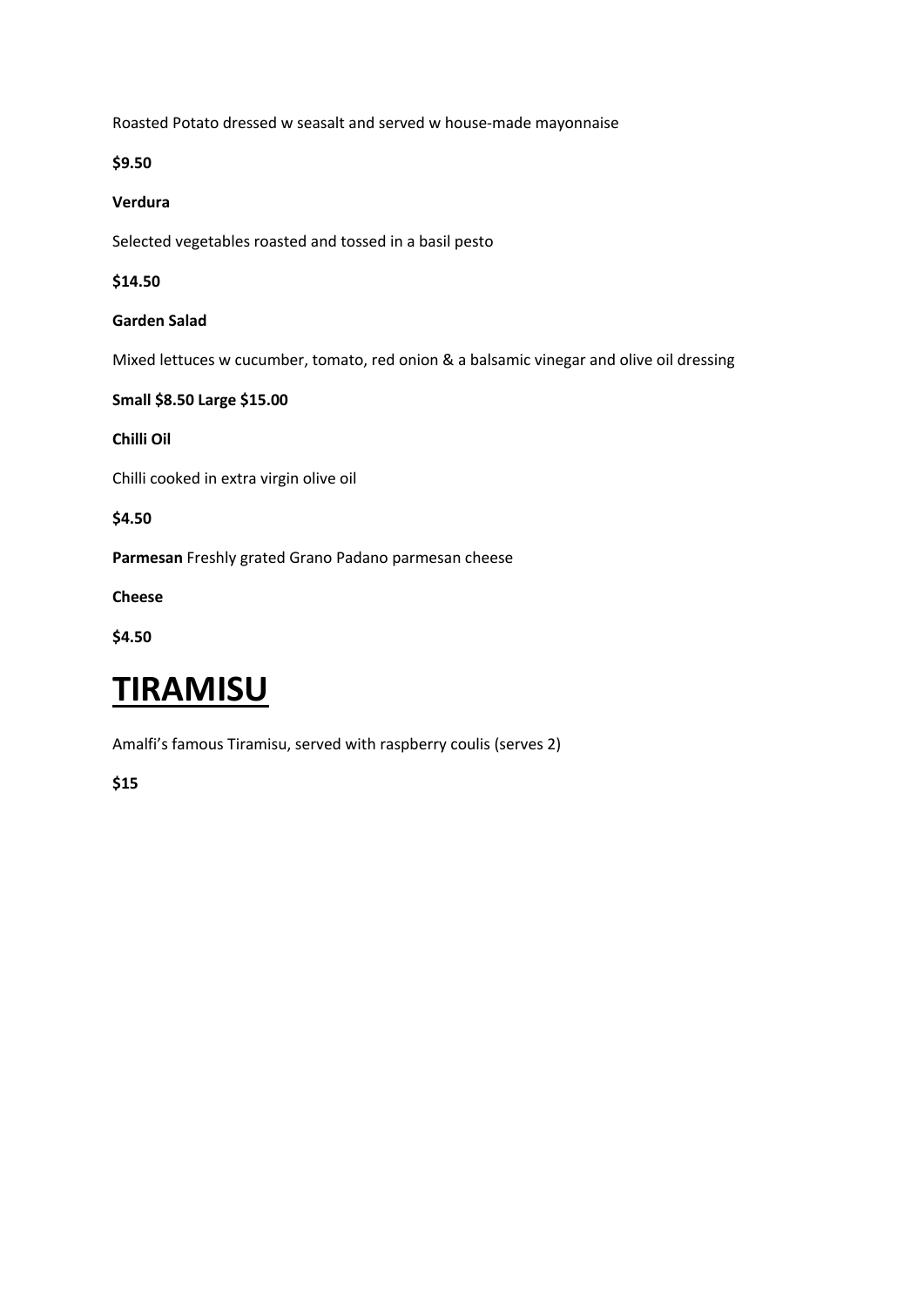Roasted Potato dressed w seasalt and served w house-made mayonnaise

**$9.50**

**Verdura**

Selected vegetables roasted and tossed in a basil pesto

**$14.50**

**Garden Salad**

Mixed lettuces w cucumber, tomato, red onion & a balsamic vinegar and olive oil dressing

**Small $8.50 Large $15.00**

**Chilli Oil**

Chilli cooked in extra virgin olive oil

**$4.50**

**Parmesan** Freshly grated Grano Padano parmesan cheese

**Cheese**

**$4.50**

# TIRAMISU

Amalfi's famous Tiramisu, served with raspberry coulis (serves 2)

**$15**